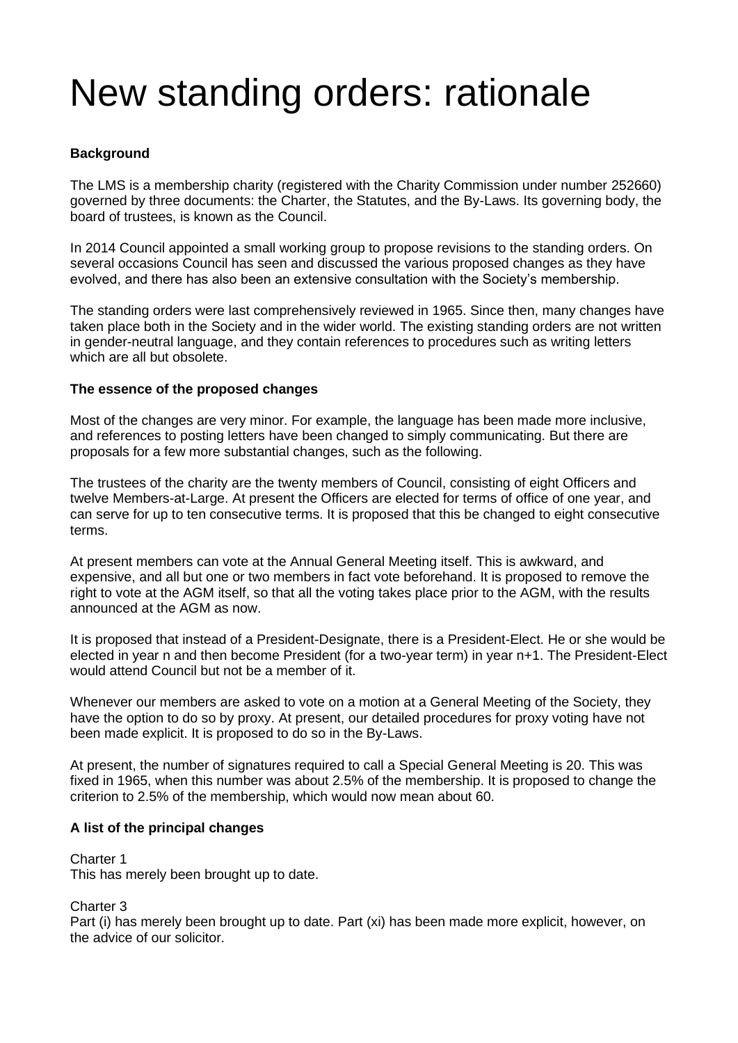# New standing orders: rationale

**Background**

The LMS is a membership charity (registered with the Charity Commission under number 252660) governed by three documents: the Charter, the Statutes, and the By-Laws. Its governing body, the board of trustees, is known as the Council.

In 2014 Council appointed a small working group to propose revisions to the standing orders. On several occasions Council has seen and discussed the various proposed changes as they have evolved, and there has also been an extensive consultation with the Society's membership.

The standing orders were last comprehensively reviewed in 1965. Since then, many changes have taken place both in the Society and in the wider world. The existing standing orders are not written in gender-neutral language, and they contain references to procedures such as writing letters which are all but obsolete.

**The essence of the proposed changes**

Most of the changes are very minor. For example, the language has been made more inclusive, and references to posting letters have been changed to simply communicating. But there are proposals for a few more substantial changes, such as the following.

The trustees of the charity are the twenty members of Council, consisting of eight Officers and twelve Members-at-Large. At present the Officers are elected for terms of office of one year, and can serve for up to ten consecutive terms. It is proposed that this be changed to eight consecutive terms.

At present members can vote at the Annual General Meeting itself. This is awkward, and expensive, and all but one or two members in fact vote beforehand. It is proposed to remove the right to vote at the AGM itself, so that all the voting takes place prior to the AGM, with the results announced at the AGM as now.

It is proposed that instead of a President-Designate, there is a President-Elect. He or she would be elected in year n and then become President (for a two-year term) in year n+1. The President-Elect would attend Council but not be a member of it.

Whenever our members are asked to vote on a motion at a General Meeting of the Society, they have the option to do so by proxy. At present, our detailed procedures for proxy voting have not been made explicit. It is proposed to do so in the By-Laws.

At present, the number of signatures required to call a Special General Meeting is 20. This was fixed in 1965, when this number was about 2.5% of the membership. It is proposed to change the criterion to 2.5% of the membership, which would now mean about 60.

**A list of the principal changes**

Charter 1
This has merely been brought up to date.

Charter 3
Part (i) has merely been brought up to date. Part (xi) has been made more explicit, however, on the advice of our solicitor.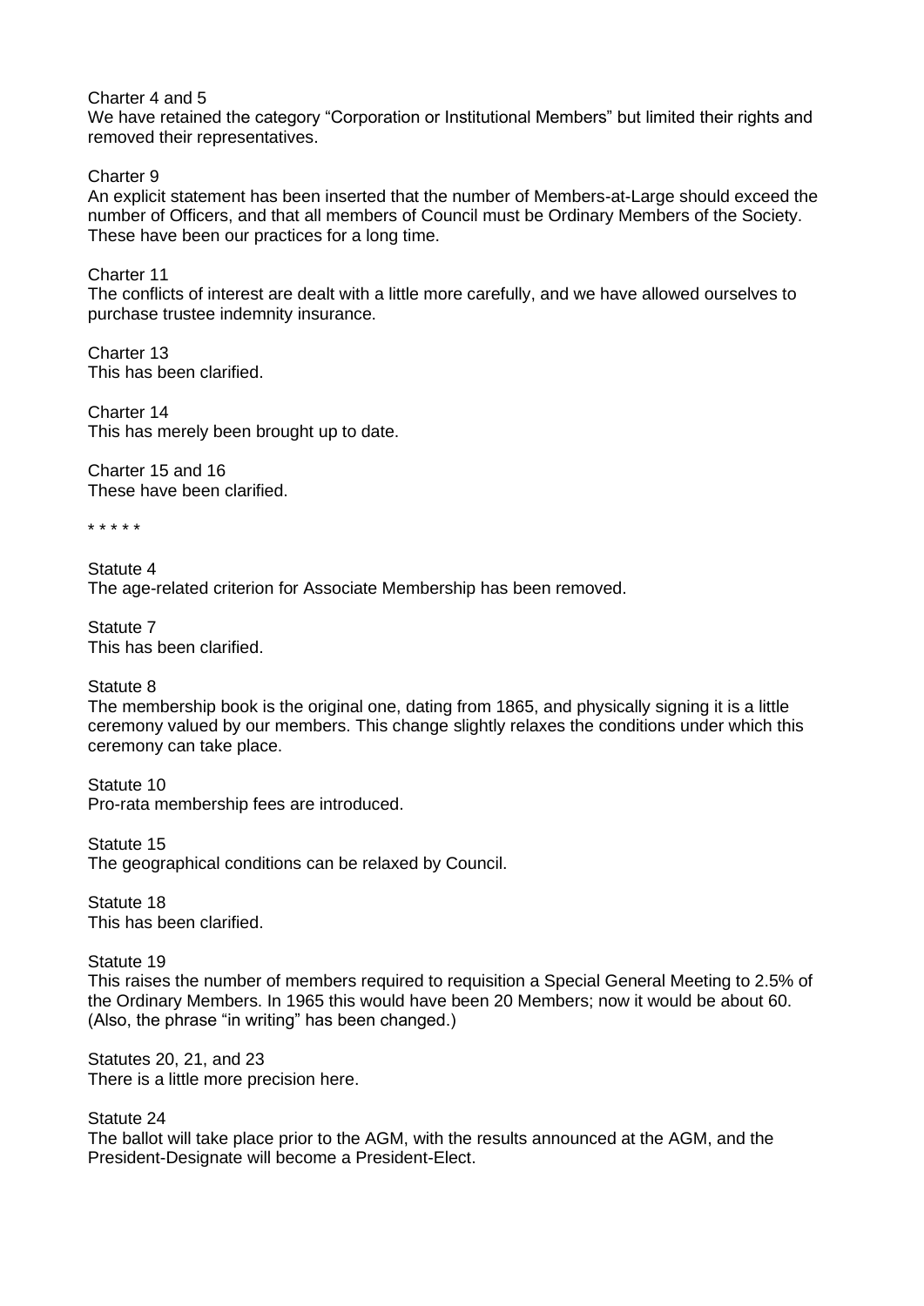Charter 4 and 5
We have retained the category "Corporation or Institutional Members" but limited their rights and removed their representatives.

Charter 9
An explicit statement has been inserted that the number of Members-at-Large should exceed the number of Officers, and that all members of Council must be Ordinary Members of the Society. These have been our practices for a long time.

Charter 11
The conflicts of interest are dealt with a little more carefully, and we have allowed ourselves to purchase trustee indemnity insurance.

Charter 13
This has been clarified.

Charter 14
This has merely been brought up to date.

Charter 15 and 16
These have been clarified.

\* \* \* \* \*

Statute 4
The age-related criterion for Associate Membership has been removed.

Statute 7
This has been clarified.

Statute 8
The membership book is the original one, dating from 1865, and physically signing it is a little ceremony valued by our members. This change slightly relaxes the conditions under which this ceremony can take place.

Statute 10
Pro-rata membership fees are introduced.

Statute 15
The geographical conditions can be relaxed by Council.

Statute 18
This has been clarified.

Statute 19
This raises the number of members required to requisition a Special General Meeting to 2.5% of the Ordinary Members. In 1965 this would have been 20 Members; now it would be about 60. (Also, the phrase "in writing" has been changed.)

Statutes 20, 21, and 23
There is a little more precision here.

Statute 24
The ballot will take place prior to the AGM, with the results announced at the AGM, and the President-Designate will become a President-Elect.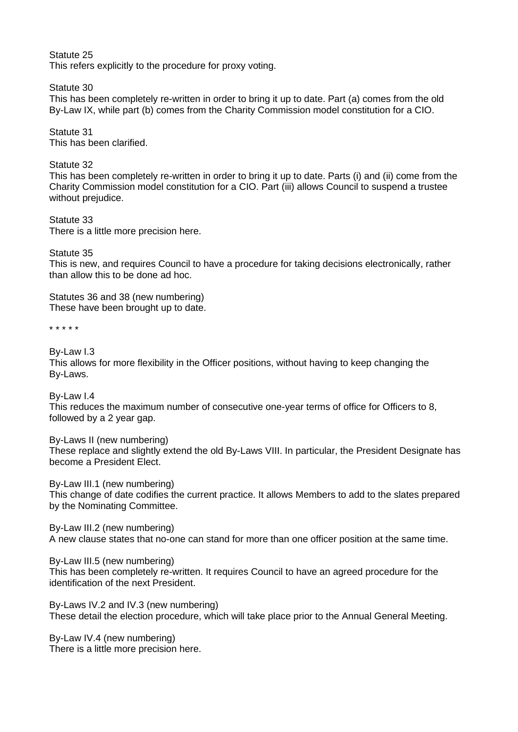Statute 25
This refers explicitly to the procedure for proxy voting.

Statute 30
This has been completely re-written in order to bring it up to date. Part (a) comes from the old By-Law IX, while part (b) comes from the Charity Commission model constitution for a CIO.

Statute 31
This has been clarified.

Statute 32
This has been completely re-written in order to bring it up to date. Parts (i) and (ii) come from the Charity Commission model constitution for a CIO. Part (iii) allows Council to suspend a trustee without prejudice.

Statute 33
There is a little more precision here.

Statute 35
This is new, and requires Council to have a procedure for taking decisions electronically, rather than allow this to be done ad hoc.

Statutes 36 and 38 (new numbering)
These have been brought up to date.

\* \* \* \* \*

By-Law I.3
This allows for more flexibility in the Officer positions, without having to keep changing the By-Laws.

By-Law I.4
This reduces the maximum number of consecutive one-year terms of office for Officers to 8, followed by a 2 year gap.

By-Laws II (new numbering)
These replace and slightly extend the old By-Laws VIII. In particular, the President Designate has become a President Elect.

By-Law III.1 (new numbering)
This change of date codifies the current practice. It allows Members to add to the slates prepared by the Nominating Committee.

By-Law III.2 (new numbering)
A new clause states that no-one can stand for more than one officer position at the same time.

By-Law III.5 (new numbering)
This has been completely re-written. It requires Council to have an agreed procedure for the identification of the next President.

By-Laws IV.2 and IV.3 (new numbering)
These detail the election procedure, which will take place prior to the Annual General Meeting.

By-Law IV.4 (new numbering)
There is a little more precision here.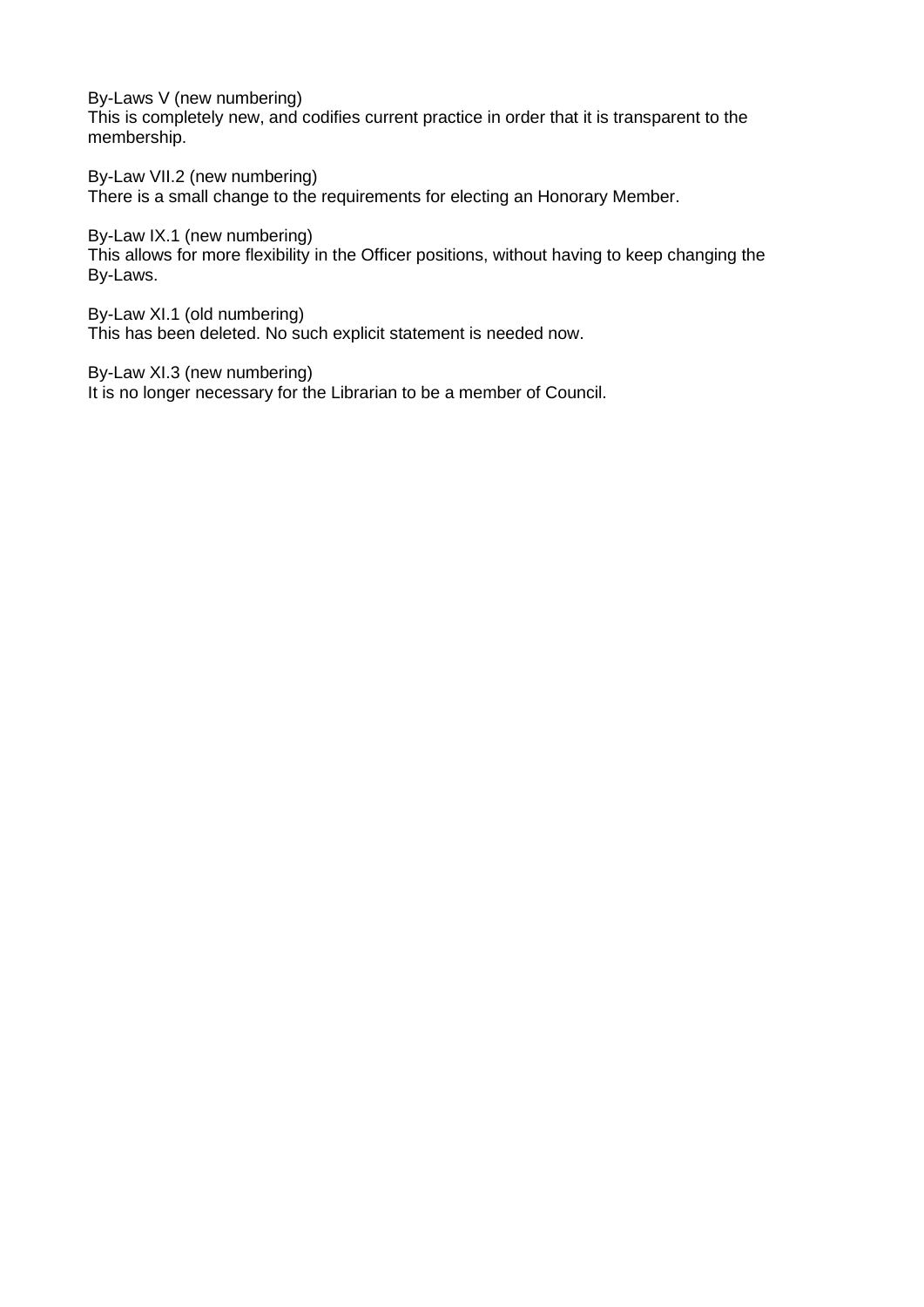By-Laws V (new numbering)
This is completely new, and codifies current practice in order that it is transparent to the membership.

By-Law VII.2 (new numbering)
There is a small change to the requirements for electing an Honorary Member.

By-Law IX.1 (new numbering)
This allows for more flexibility in the Officer positions, without having to keep changing the By-Laws.

By-Law XI.1 (old numbering)
This has been deleted. No such explicit statement is needed now.

By-Law XI.3 (new numbering)
It is no longer necessary for the Librarian to be a member of Council.